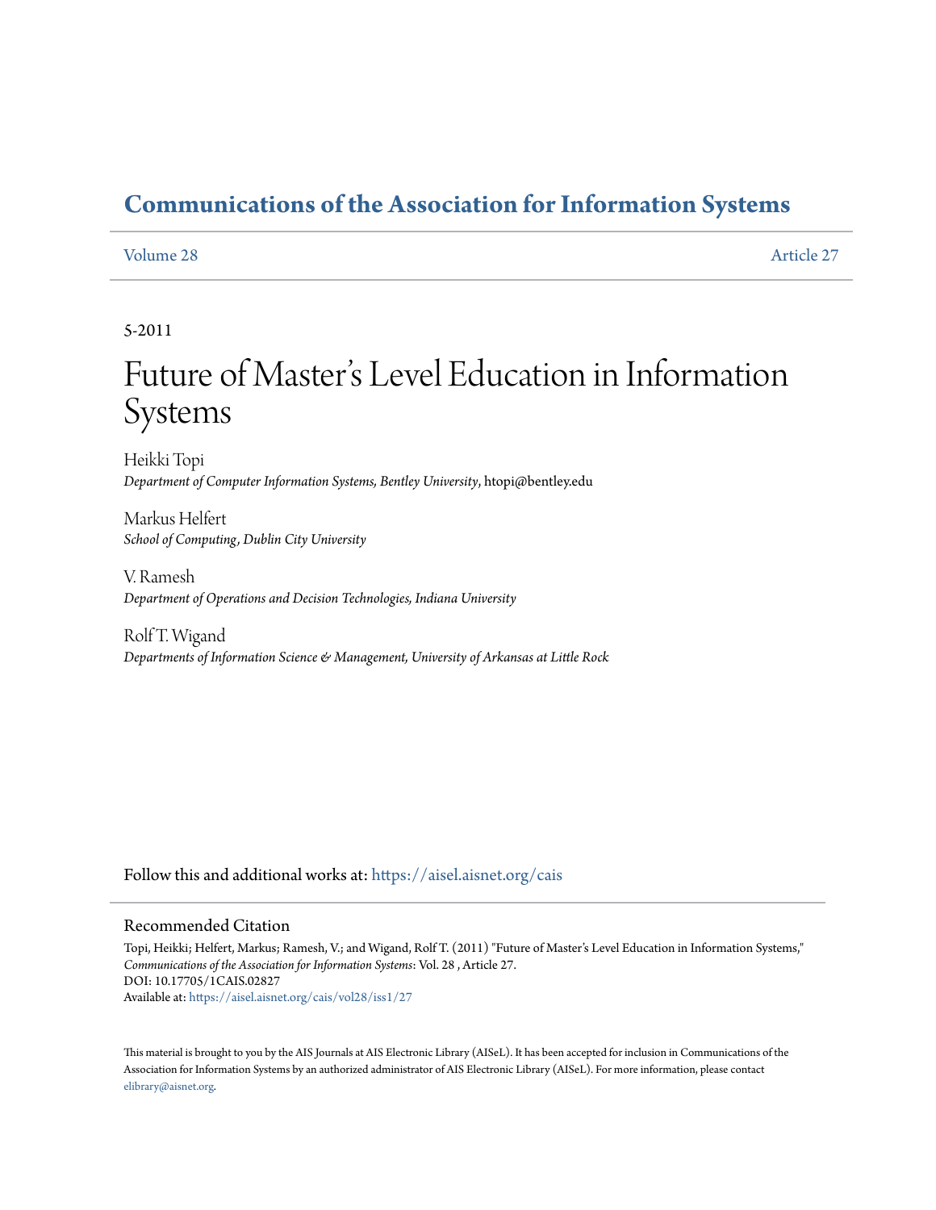# Communications of the Association for Information Systems

Volume 28 | Article 27

5-2011

# Future of Master's Level Education in Information Systems

Heikki Topi
*Department of Computer Information Systems, Bentley University*, htopi@bentley.edu

Markus Helfert
*School of Computing, Dublin City University*

V. Ramesh
*Department of Operations and Decision Technologies, Indiana University*

Rolf T. Wigand
*Departments of Information Science & Management, University of Arkansas at Little Rock*

Follow this and additional works at: https://aisel.aisnet.org/cais

## Recommended Citation

Topi, Heikki; Helfert, Markus; Ramesh, V.; and Wigand, Rolf T. (2011) "Future of Master's Level Education in Information Systems," *Communications of the Association for Information Systems*: Vol. 28 , Article 27.
DOI: 10.17705/1CAIS.02827
Available at: https://aisel.aisnet.org/cais/vol28/iss1/27

This material is brought to you by the AIS Journals at AIS Electronic Library (AISeL). It has been accepted for inclusion in Communications of the Association for Information Systems by an authorized administrator of AIS Electronic Library (AISeL). For more information, please contact elibrary@aisnet.org.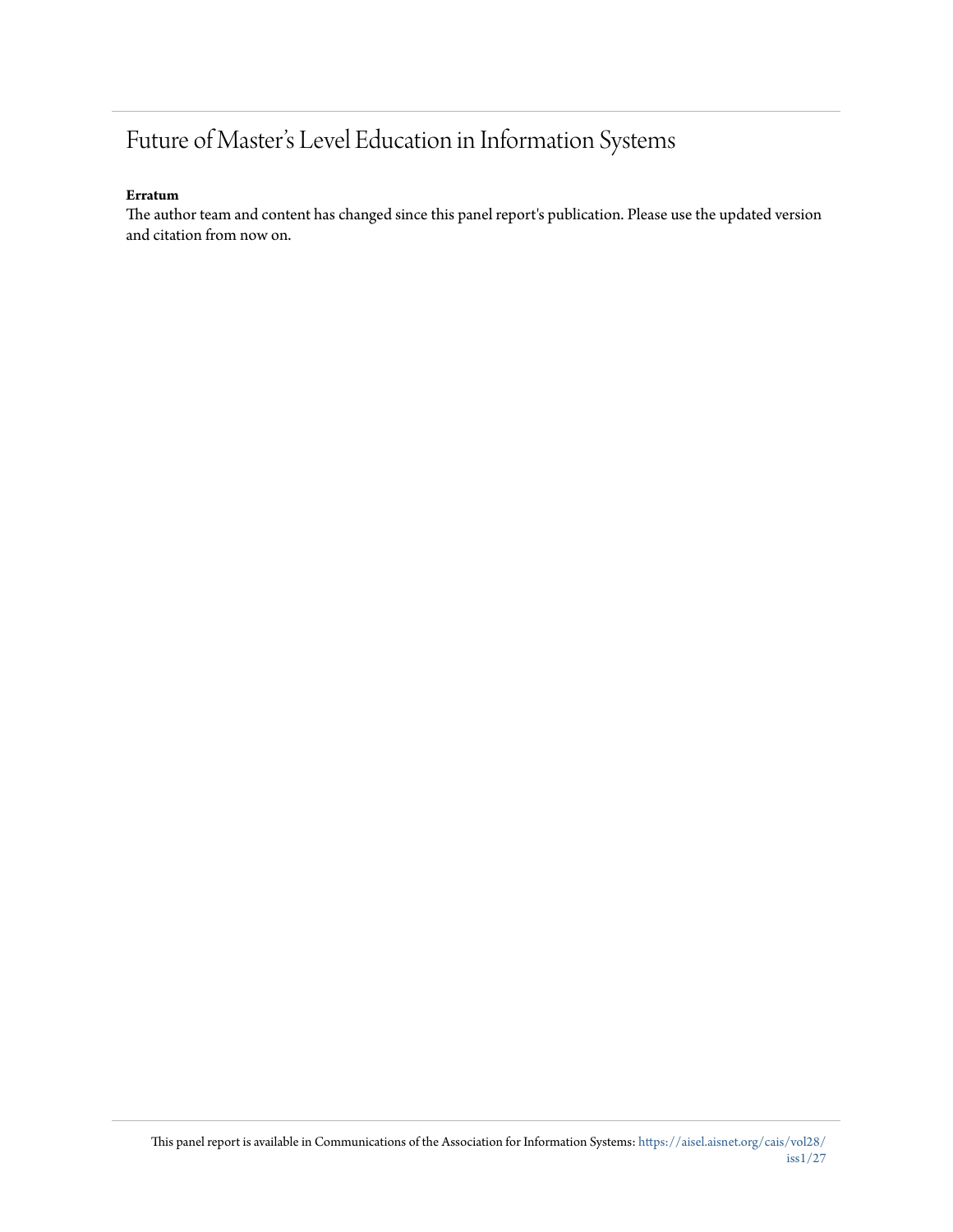# Future of Master's Level Education in Information Systems

**Erratum**

The author team and content has changed since this panel report's publication. Please use the updated version and citation from now on.

This panel report is available in Communications of the Association for Information Systems: https://aisel.aisnet.org/cais/vol28/iss1/27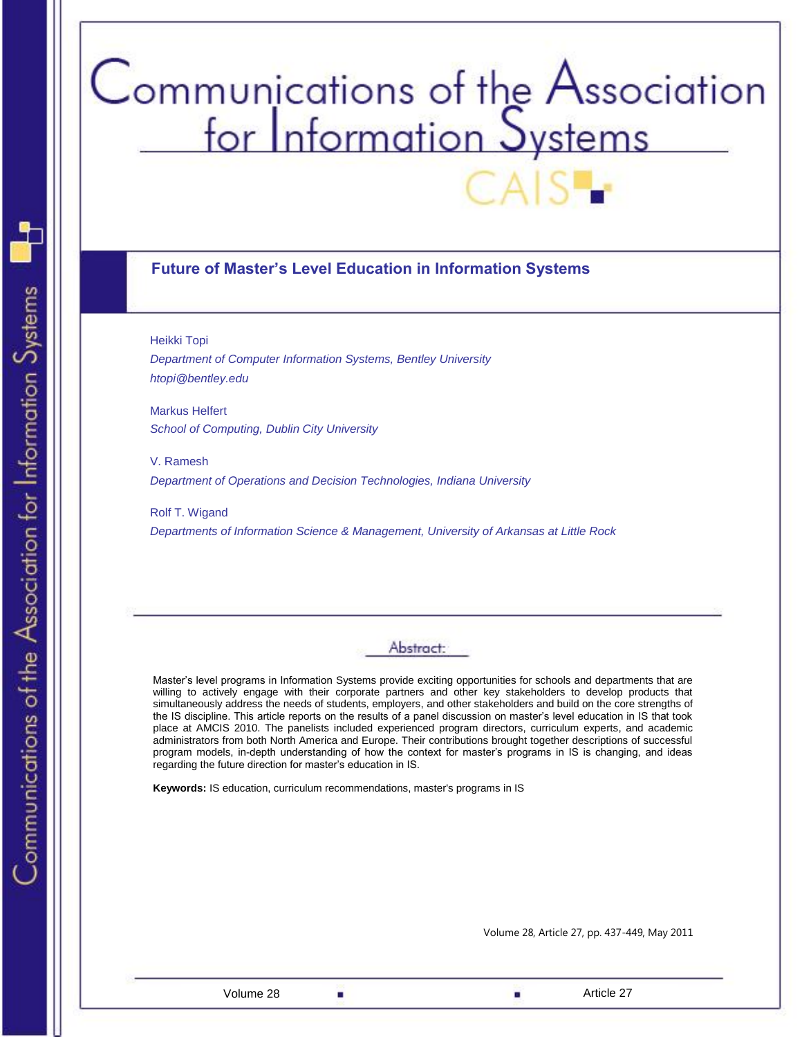# Future of Master's Level Education in Information Systems

Heikki Topi

*Department of Computer Information Systems, Bentley University*

*htopi@bentley.edu*

Markus Helfert

*School of Computing, Dublin City University*

V. Ramesh

*Department of Operations and Decision Technologies, Indiana University*

Rolf T. Wigand

*Departments of Information Science & Management, University of Arkansas at Little Rock*

## Abstract:

Master's level programs in Information Systems provide exciting opportunities for schools and departments that are willing to actively engage with their corporate partners and other key stakeholders to develop products that simultaneously address the needs of students, employers, and other stakeholders and build on the core strengths of the IS discipline. This article reports on the results of a panel discussion on master's level education in IS that took place at AMCIS 2010. The panelists included experienced program directors, curriculum experts, and academic administrators from both North America and Europe. Their contributions brought together descriptions of successful program models, in-depth understanding of how the context for master's programs in IS is changing, and ideas regarding the future direction for master's education in IS.

**Keywords:** IS education, curriculum recommendations, master's programs in IS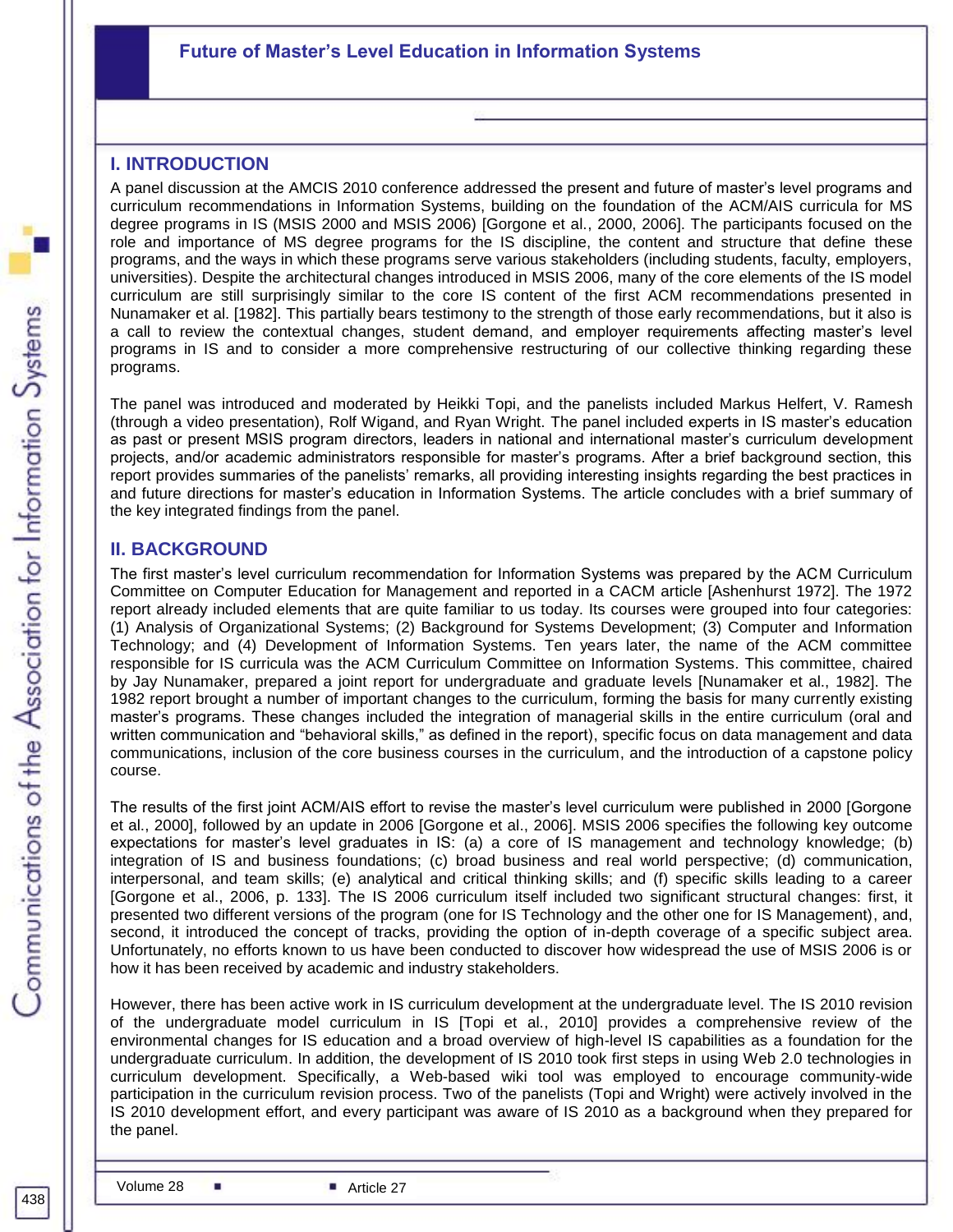## I. INTRODUCTION

A panel discussion at the AMCIS 2010 conference addressed the present and future of master's level programs and curriculum recommendations in Information Systems, building on the foundation of the ACM/AIS curricula for MS degree programs in IS (MSIS 2000 and MSIS 2006) [Gorgone et al., 2000, 2006]. The participants focused on the role and importance of MS degree programs for the IS discipline, the content and structure that define these programs, and the ways in which these programs serve various stakeholders (including students, faculty, employers, universities). Despite the architectural changes introduced in MSIS 2006, many of the core elements of the IS model curriculum are still surprisingly similar to the core IS content of the first ACM recommendations presented in Nunamaker et al. [1982]. This partially bears testimony to the strength of those early recommendations, but it also is a call to review the contextual changes, student demand, and employer requirements affecting master's level programs in IS and to consider a more comprehensive restructuring of our collective thinking regarding these programs.

The panel was introduced and moderated by Heikki Topi, and the panelists included Markus Helfert, V. Ramesh (through a video presentation), Rolf Wigand, and Ryan Wright. The panel included experts in IS master's education as past or present MSIS program directors, leaders in national and international master's curriculum development projects, and/or academic administrators responsible for master's programs. After a brief background section, this report provides summaries of the panelists' remarks, all providing interesting insights regarding the best practices in and future directions for master's education in Information Systems. The article concludes with a brief summary of the key integrated findings from the panel.

## II. BACKGROUND

The first master's level curriculum recommendation for Information Systems was prepared by the ACM Curriculum Committee on Computer Education for Management and reported in a CACM article [Ashenhurst 1972]. The 1972 report already included elements that are quite familiar to us today. Its courses were grouped into four categories: (1) Analysis of Organizational Systems; (2) Background for Systems Development; (3) Computer and Information Technology; and (4) Development of Information Systems. Ten years later, the name of the ACM committee responsible for IS curricula was the ACM Curriculum Committee on Information Systems. This committee, chaired by Jay Nunamaker, prepared a joint report for undergraduate and graduate levels [Nunamaker et al., 1982]. The 1982 report brought a number of important changes to the curriculum, forming the basis for many currently existing master's programs. These changes included the integration of managerial skills in the entire curriculum (oral and written communication and "behavioral skills," as defined in the report), specific focus on data management and data communications, inclusion of the core business courses in the curriculum, and the introduction of a capstone policy course.

The results of the first joint ACM/AIS effort to revise the master's level curriculum were published in 2000 [Gorgone et al., 2000], followed by an update in 2006 [Gorgone et al., 2006]. MSIS 2006 specifies the following key outcome expectations for master's level graduates in IS: (a) a core of IS management and technology knowledge; (b) integration of IS and business foundations; (c) broad business and real world perspective; (d) communication, interpersonal, and team skills; (e) analytical and critical thinking skills; and (f) specific skills leading to a career [Gorgone et al., 2006, p. 133]. The IS 2006 curriculum itself included two significant structural changes: first, it presented two different versions of the program (one for IS Technology and the other one for IS Management), and, second, it introduced the concept of tracks, providing the option of in-depth coverage of a specific subject area. Unfortunately, no efforts known to us have been conducted to discover how widespread the use of MSIS 2006 is or how it has been received by academic and industry stakeholders.

However, there has been active work in IS curriculum development at the undergraduate level. The IS 2010 revision of the undergraduate model curriculum in IS [Topi et al., 2010] provides a comprehensive review of the environmental changes for IS education and a broad overview of high-level IS capabilities as a foundation for the undergraduate curriculum. In addition, the development of IS 2010 took first steps in using Web 2.0 technologies in curriculum development. Specifically, a Web-based wiki tool was employed to encourage community-wide participation in the curriculum revision process. Two of the panelists (Topi and Wright) were actively involved in the IS 2010 development effort, and every participant was aware of IS 2010 as a background when they prepared for the panel.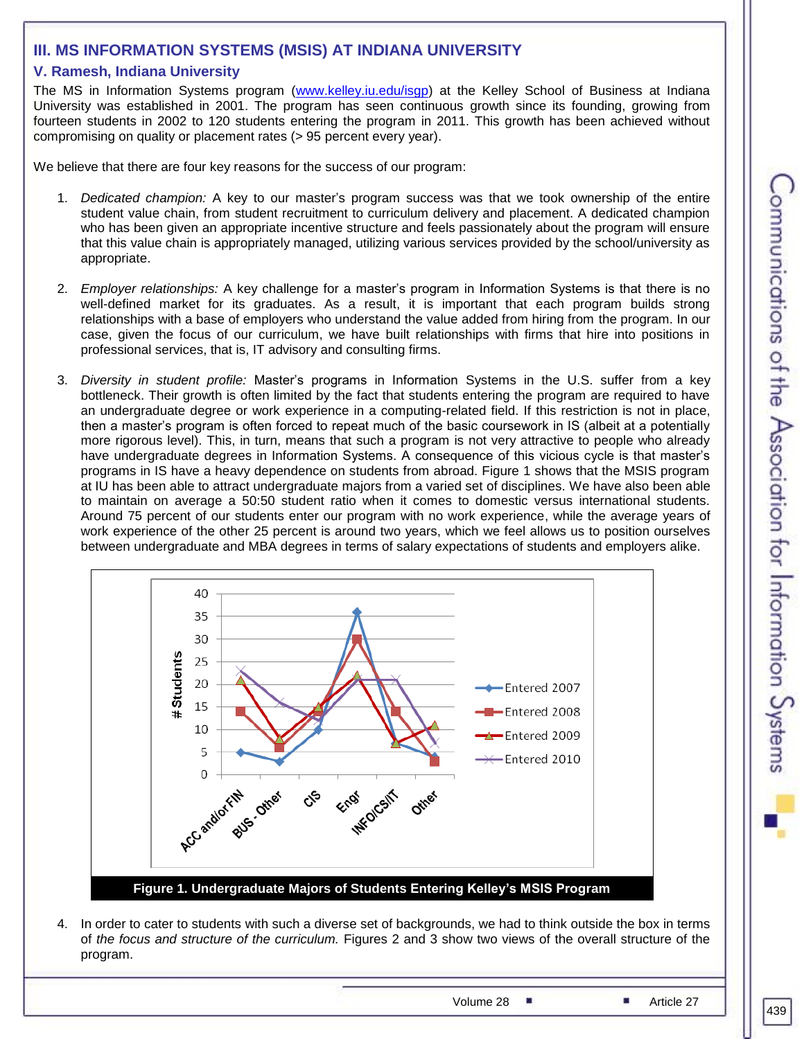## III. MS INFORMATION SYSTEMS (MSIS) AT INDIANA UNIVERSITY

### V. Ramesh, Indiana University

The MS in Information Systems program (www.kelley.iu.edu/isgp) at the Kelley School of Business at Indiana University was established in 2001. The program has seen continuous growth since its founding, growing from fourteen students in 2002 to 120 students entering the program in 2011. This growth has been achieved without compromising on quality or placement rates (> 95 percent every year).

We believe that there are four key reasons for the success of our program:

1. *Dedicated champion:* A key to our master's program success was that we took ownership of the entire student value chain, from student recruitment to curriculum delivery and placement. A dedicated champion who has been given an appropriate incentive structure and feels passionately about the program will ensure that this value chain is appropriately managed, utilizing various services provided by the school/university as appropriate.

2. *Employer relationships:* A key challenge for a master's program in Information Systems is that there is no well-defined market for its graduates. As a result, it is important that each program builds strong relationships with a base of employers who understand the value added from hiring from the program. In our case, given the focus of our curriculum, we have built relationships with firms that hire into positions in professional services, that is, IT advisory and consulting firms.

3. *Diversity in student profile:* Master's programs in Information Systems in the U.S. suffer from a key bottleneck. Their growth is often limited by the fact that students entering the program are required to have an undergraduate degree or work experience in a computing-related field. If this restriction is not in place, then a master's program is often forced to repeat much of the basic coursework in IS (albeit at a potentially more rigorous level). This, in turn, means that such a program is not very attractive to people who already have undergraduate degrees in Information Systems. A consequence of this vicious cycle is that master's programs in IS have a heavy dependence on students from abroad. Figure 1 shows that the MSIS program at IU has been able to attract undergraduate majors from a varied set of disciplines. We have also been able to maintain on average a 50:50 student ratio when it comes to domestic versus international students. Around 75 percent of our students enter our program with no work experience, while the average years of work experience of the other 25 percent is around two years, which we feel allows us to position ourselves between undergraduate and MBA degrees in terms of salary expectations of students and employers alike.

**Figure 1. Undergraduate Majors of Students Entering Kelley's MSIS Program**

4. In order to cater to students with such a diverse set of backgrounds, we had to think outside the box in terms of *the focus and structure of the curriculum.* Figures 2 and 3 show two views of the overall structure of the program.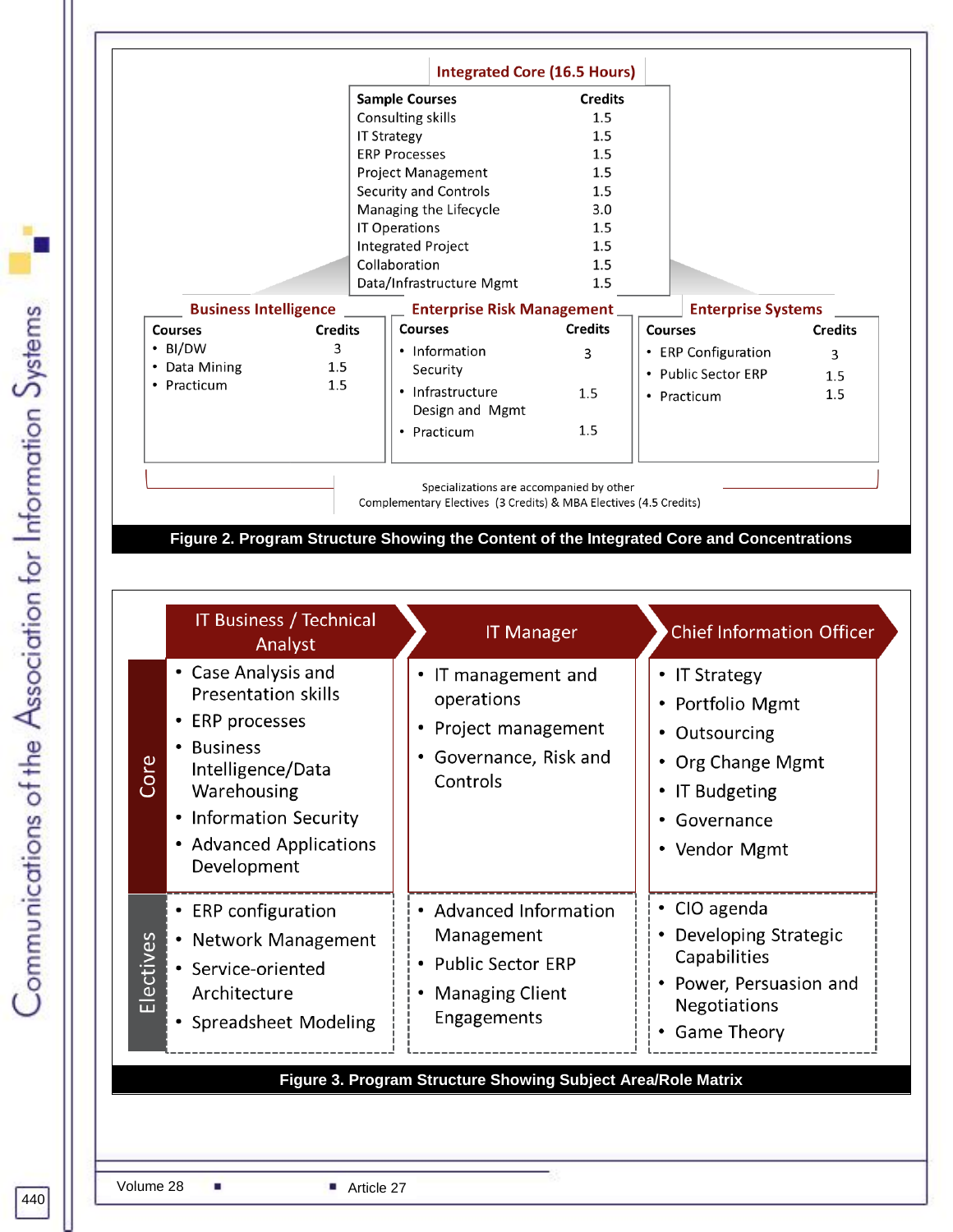**Integrated Core (16.5 Hours)**

| Sample Courses | Credits |
|---|---|
| Consulting skills | 1.5 |
| IT Strategy | 1.5 |
| ERP Processes | 1.5 |
| Project Management | 1.5 |
| Security and Controls | 1.5 |
| Managing the Lifecycle | 3.0 |
| IT Operations | 1.5 |
| Integrated Project | 1.5 |
| Collaboration | 1.5 |
| Data/Infrastructure Mgmt | 1.5 |

**Business Intelligence**

| Courses | Credits |
|---|---|
| BI/DW | 3 |
| Data Mining | 1.5 |
| Practicum | 1.5 |

**Enterprise Risk Management**

| Courses | Credits |
|---|---|
| Information Security | 3 |
| Infrastructure Design and Mgmt | 1.5 |
| Practicum | 1.5 |

**Enterprise Systems**

| Courses | Credits |
|---|---|
| ERP Configuration | 3 |
| Public Sector ERP | 1.5 |
| Practicum | 1.5 |

Specializations are accompanied by other Complementary Electives (3 Credits) & MBA Electives (4.5 Credits)

**Figure 2. Program Structure Showing the Content of the Integrated Core and Concentrations**

| | IT Business / Technical Analyst | IT Manager | Chief Information Officer |
|---|---|---|---|
| Core | • Case Analysis and Presentation skills<br>• ERP processes<br>• Business Intelligence/Data Warehousing<br>• Information Security<br>• Advanced Applications Development | • IT management and operations<br>• Project management<br>• Governance, Risk and Controls | • IT Strategy<br>• Portfolio Mgmt<br>• Outsourcing<br>• Org Change Mgmt<br>• IT Budgeting<br>• Governance<br>• Vendor Mgmt |
| Electives | • ERP configuration<br>• Network Management<br>• Service-oriented Architecture<br>• Spreadsheet Modeling | • Advanced Information Management<br>• Public Sector ERP<br>• Managing Client Engagements | • CIO agenda<br>• Developing Strategic Capabilities<br>• Power, Persuasion and Negotiations<br>• Game Theory |

**Figure 3. Program Structure Showing Subject Area/Role Matrix**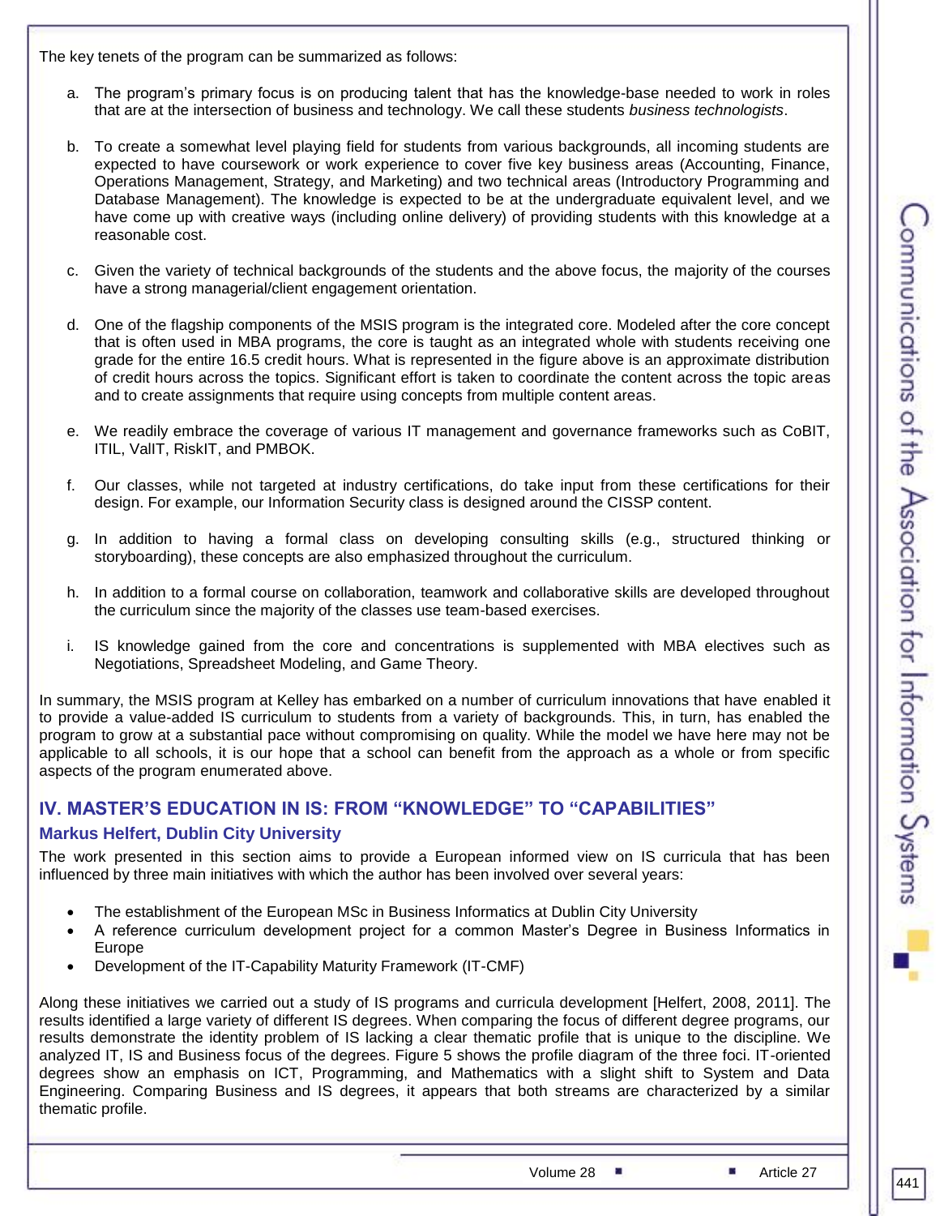The key tenets of the program can be summarized as follows:

a. The program's primary focus is on producing talent that has the knowledge-base needed to work in roles that are at the intersection of business and technology. We call these students *business technologists*.

b. To create a somewhat level playing field for students from various backgrounds, all incoming students are expected to have coursework or work experience to cover five key business areas (Accounting, Finance, Operations Management, Strategy, and Marketing) and two technical areas (Introductory Programming and Database Management). The knowledge is expected to be at the undergraduate equivalent level, and we have come up with creative ways (including online delivery) of providing students with this knowledge at a reasonable cost.

c. Given the variety of technical backgrounds of the students and the above focus, the majority of the courses have a strong managerial/client engagement orientation.

d. One of the flagship components of the MSIS program is the integrated core. Modeled after the core concept that is often used in MBA programs, the core is taught as an integrated whole with students receiving one grade for the entire 16.5 credit hours. What is represented in the figure above is an approximate distribution of credit hours across the topics. Significant effort is taken to coordinate the content across the topic areas and to create assignments that require using concepts from multiple content areas.

e. We readily embrace the coverage of various IT management and governance frameworks such as CoBIT, ITIL, ValIT, RiskIT, and PMBOK.

f. Our classes, while not targeted at industry certifications, do take input from these certifications for their design. For example, our Information Security class is designed around the CISSP content.

g. In addition to having a formal class on developing consulting skills (e.g., structured thinking or storyboarding), these concepts are also emphasized throughout the curriculum.

h. In addition to a formal course on collaboration, teamwork and collaborative skills are developed throughout the curriculum since the majority of the classes use team-based exercises.

i. IS knowledge gained from the core and concentrations is supplemented with MBA electives such as Negotiations, Spreadsheet Modeling, and Game Theory.

In summary, the MSIS program at Kelley has embarked on a number of curriculum innovations that have enabled it to provide a value-added IS curriculum to students from a variety of backgrounds. This, in turn, has enabled the program to grow at a substantial pace without compromising on quality. While the model we have here may not be applicable to all schools, it is our hope that a school can benefit from the approach as a whole or from specific aspects of the program enumerated above.

## IV. MASTER'S EDUCATION IN IS: FROM "KNOWLEDGE" TO "CAPABILITIES"

### Markus Helfert, Dublin City University

The work presented in this section aims to provide a European informed view on IS curricula that has been influenced by three main initiatives with which the author has been involved over several years:

- The establishment of the European MSc in Business Informatics at Dublin City University
- A reference curriculum development project for a common Master's Degree in Business Informatics in Europe
- Development of the IT-Capability Maturity Framework (IT-CMF)

Along these initiatives we carried out a study of IS programs and curricula development [Helfert, 2008, 2011]. The results identified a large variety of different IS degrees. When comparing the focus of different degree programs, our results demonstrate the identity problem of IS lacking a clear thematic profile that is unique to the discipline. We analyzed IT, IS and Business focus of the degrees. Figure 5 shows the profile diagram of the three foci. IT-oriented degrees show an emphasis on ICT, Programming, and Mathematics with a slight shift to System and Data Engineering. Comparing Business and IS degrees, it appears that both streams are characterized by a similar thematic profile.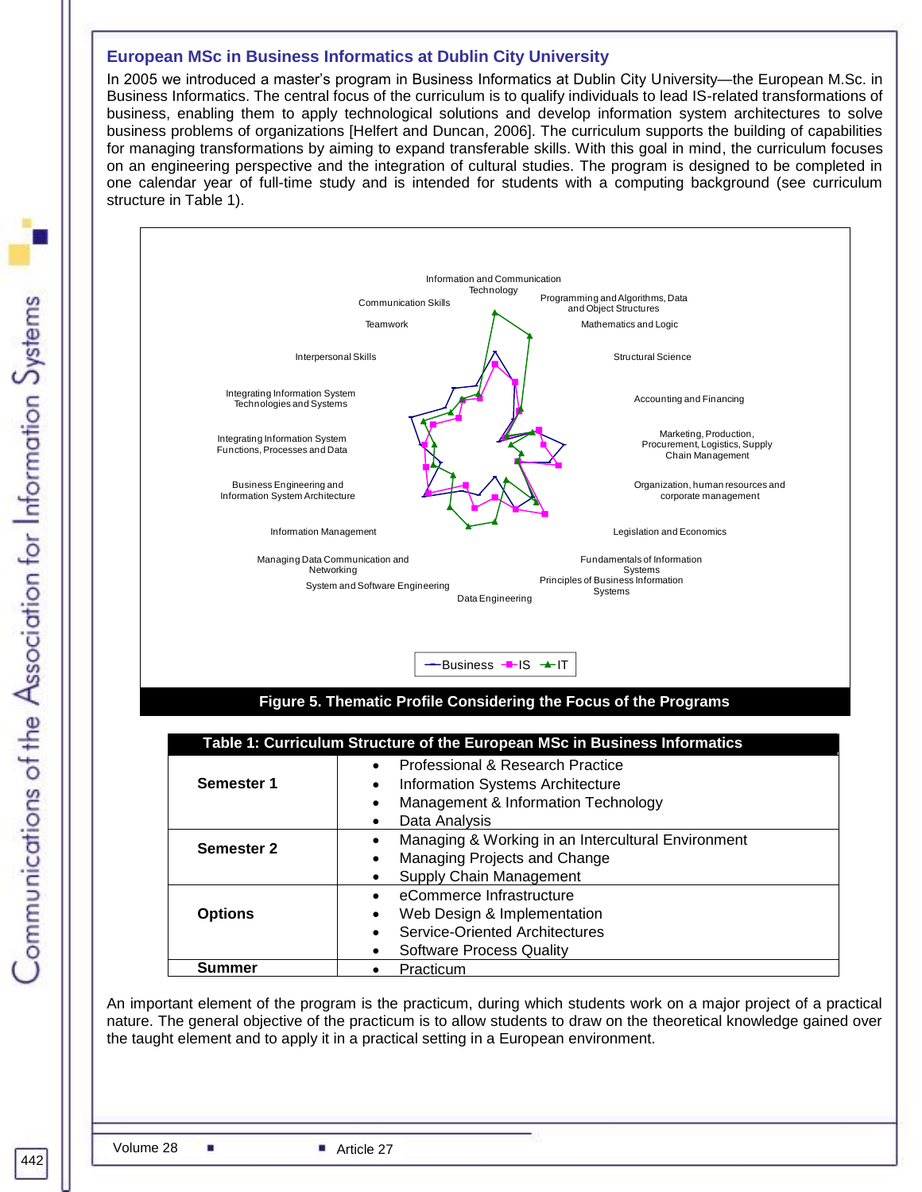### European MSc in Business Informatics at Dublin City University

In 2005 we introduced a master's program in Business Informatics at Dublin City University—the European M.Sc. in Business Informatics. The central focus of the curriculum is to qualify individuals to lead IS-related transformations of business, enabling them to apply technological solutions and develop information system architectures to solve business problems of organizations [Helfert and Duncan, 2006]. The curriculum supports the building of capabilities for managing transformations by aiming to expand transferable skills. With this goal in mind, the curriculum focuses on an engineering perspective and the integration of cultural studies. The program is designed to be completed in one calendar year of full-time study and is intended for students with a computing background (see curriculum structure in Table 1).

**Figure 5. Thematic Profile Considering the Focus of the Programs**

**Table 1: Curriculum Structure of the European MSc in Business Informatics**

| | |
|---|---|
| **Semester 1** | • Professional & Research Practice<br>• Information Systems Architecture<br>• Management & Information Technology<br>• Data Analysis |
| **Semester 2** | • Managing & Working in an Intercultural Environment<br>• Managing Projects and Change<br>• Supply Chain Management |
| **Options** | • eCommerce Infrastructure<br>• Web Design & Implementation<br>• Service-Oriented Architectures<br>• Software Process Quality |
| **Summer** | • Practicum |

An important element of the program is the practicum, during which students work on a major project of a practical nature. The general objective of the practicum is to allow students to draw on the theoretical knowledge gained over the taught element and to apply it in a practical setting in a European environment.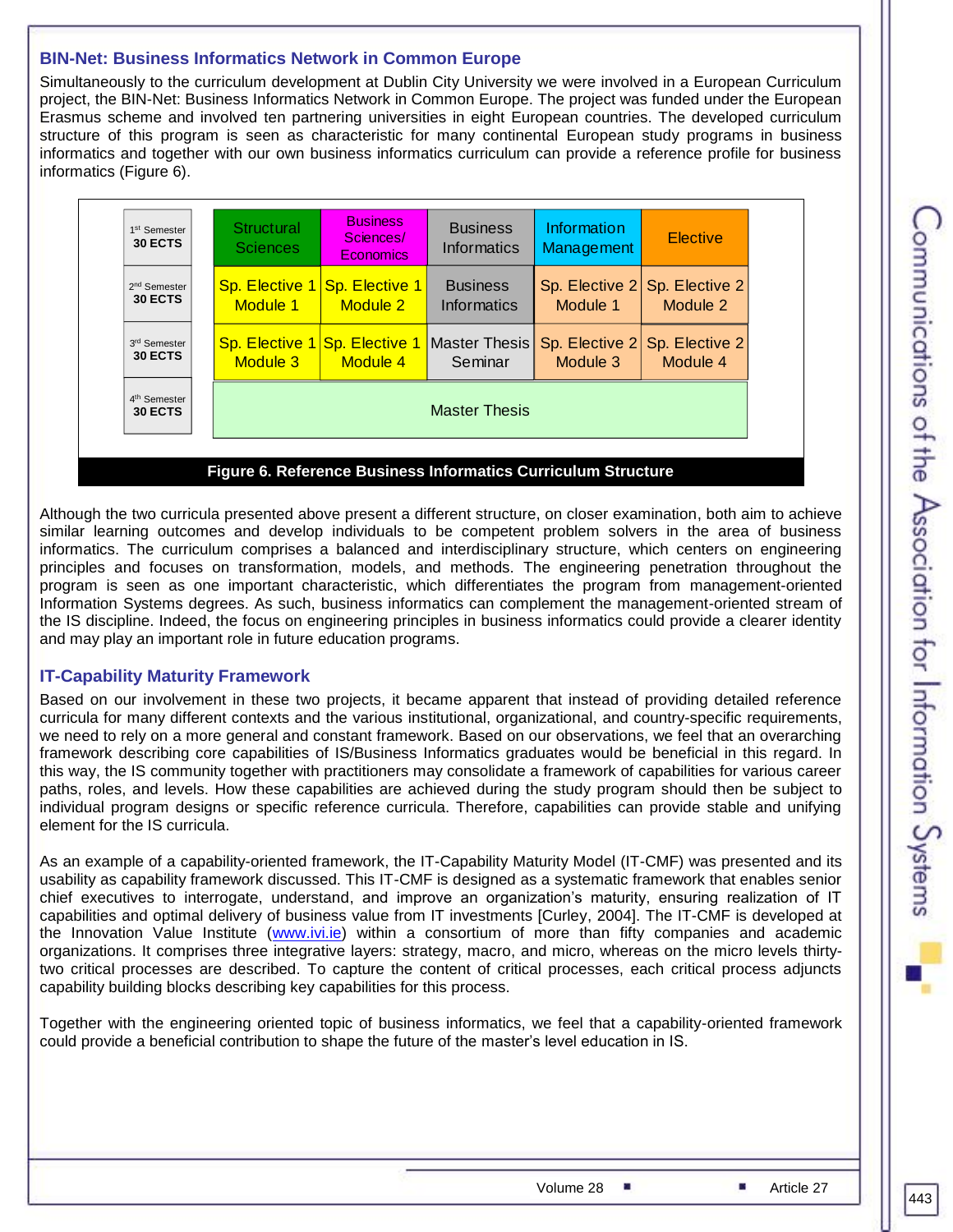### BIN-Net: Business Informatics Network in Common Europe

Simultaneously to the curriculum development at Dublin City University we were involved in a European Curriculum project, the BIN-Net: Business Informatics Network in Common Europe. The project was funded under the European Erasmus scheme and involved ten partnering universities in eight European countries. The developed curriculum structure of this program is seen as characteristic for many continental European study programs in business informatics and together with our own business informatics curriculum can provide a reference profile for business informatics (Figure 6).

| Semester | | | | | |
|---|---|---|---|---|---|
| 1st Semester 30 ECTS | Structural Sciences | Business Sciences/ Economics | Business Informatics | Information Management | Elective |
| 2nd Semester 30 ECTS | Sp. Elective 1 Module 1 | Sp. Elective 1 Module 2 | Business Informatics | Sp. Elective 2 Module 1 | Sp. Elective 2 Module 2 |
| 3rd Semester 30 ECTS | Sp. Elective 1 Module 3 | Sp. Elective 1 Module 4 | Master Thesis Seminar | Sp. Elective 2 Module 3 | Sp. Elective 2 Module 4 |
| 4th Semester 30 ECTS | Master Thesis | | | | |

**Figure 6. Reference Business Informatics Curriculum Structure**

Although the two curricula presented above present a different structure, on closer examination, both aim to achieve similar learning outcomes and develop individuals to be competent problem solvers in the area of business informatics. The curriculum comprises a balanced and interdisciplinary structure, which centers on engineering principles and focuses on transformation, models, and methods. The engineering penetration throughout the program is seen as one important characteristic, which differentiates the program from management-oriented Information Systems degrees. As such, business informatics can complement the management-oriented stream of the IS discipline. Indeed, the focus on engineering principles in business informatics could provide a clearer identity and may play an important role in future education programs.

### IT-Capability Maturity Framework

Based on our involvement in these two projects, it became apparent that instead of providing detailed reference curricula for many different contexts and the various institutional, organizational, and country-specific requirements, we need to rely on a more general and constant framework. Based on our observations, we feel that an overarching framework describing core capabilities of IS/Business Informatics graduates would be beneficial in this regard. In this way, the IS community together with practitioners may consolidate a framework of capabilities for various career paths, roles, and levels. How these capabilities are achieved during the study program should then be subject to individual program designs or specific reference curricula. Therefore, capabilities can provide stable and unifying element for the IS curricula.

As an example of a capability-oriented framework, the IT-Capability Maturity Model (IT-CMF) was presented and its usability as capability framework discussed. This IT-CMF is designed as a systematic framework that enables senior chief executives to interrogate, understand, and improve an organization's maturity, ensuring realization of IT capabilities and optimal delivery of business value from IT investments [Curley, 2004]. The IT-CMF is developed at the Innovation Value Institute (www.ivi.ie) within a consortium of more than fifty companies and academic organizations. It comprises three integrative layers: strategy, macro, and micro, whereas on the micro levels thirty-two critical processes are described. To capture the content of critical processes, each critical process adjuncts capability building blocks describing key capabilities for this process.

Together with the engineering oriented topic of business informatics, we feel that a capability-oriented framework could provide a beneficial contribution to shape the future of the master's level education in IS.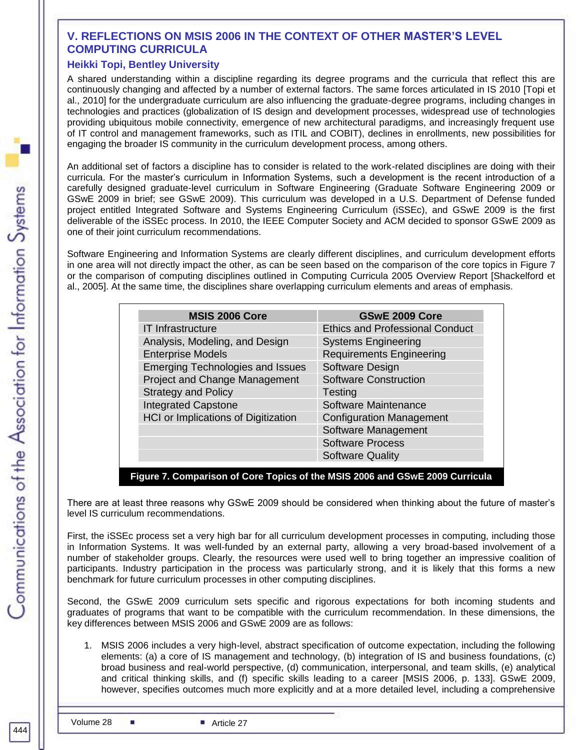## V. REFLECTIONS ON MSIS 2006 IN THE CONTEXT OF OTHER MASTER'S LEVEL COMPUTING CURRICULA

### Heikki Topi, Bentley University

A shared understanding within a discipline regarding its degree programs and the curricula that reflect this are continuously changing and affected by a number of external factors. The same forces articulated in IS 2010 [Topi et al., 2010] for the undergraduate curriculum are also influencing the graduate-degree programs, including changes in technologies and practices (globalization of IS design and development processes, widespread use of technologies providing ubiquitous mobile connectivity, emergence of new architectural paradigms, and increasingly frequent use of IT control and management frameworks, such as ITIL and COBIT), declines in enrollments, new possibilities for engaging the broader IS community in the curriculum development process, among others.

An additional set of factors a discipline has to consider is related to the work-related disciplines are doing with their curricula. For the master's curriculum in Information Systems, such a development is the recent introduction of a carefully designed graduate-level curriculum in Software Engineering (Graduate Software Engineering 2009 or GSwE 2009 in brief; see GSwE 2009). This curriculum was developed in a U.S. Department of Defense funded project entitled Integrated Software and Systems Engineering Curriculum (iSSEc), and GSwE 2009 is the first deliverable of the iSSEc process. In 2010, the IEEE Computer Society and ACM decided to sponsor GSwE 2009 as one of their joint curriculum recommendations.

Software Engineering and Information Systems are clearly different disciplines, and curriculum development efforts in one area will not directly impact the other, as can be seen based on the comparison of the core topics in Figure 7 or the comparison of computing disciplines outlined in Computing Curricula 2005 Overview Report [Shackelford et al., 2005]. At the same time, the disciplines share overlapping curriculum elements and areas of emphasis.

| MSIS 2006 Core | GSwE 2009 Core |
|---|---|
| IT Infrastructure | Ethics and Professional Conduct |
| Analysis, Modeling, and Design | Systems Engineering |
| Enterprise Models | Requirements Engineering |
| Emerging Technologies and Issues | Software Design |
| Project and Change Management | Software Construction |
| Strategy and Policy | Testing |
| Integrated Capstone | Software Maintenance |
| HCI or Implications of Digitization | Configuration Management |
| | Software Management |
| | Software Process |
| | Software Quality |

**Figure 7. Comparison of Core Topics of the MSIS 2006 and GSwE 2009 Curricula**

There are at least three reasons why GSwE 2009 should be considered when thinking about the future of master's level IS curriculum recommendations.

First, the iSSEc process set a very high bar for all curriculum development processes in computing, including those in Information Systems. It was well-funded by an external party, allowing a very broad-based involvement of a number of stakeholder groups. Clearly, the resources were used well to bring together an impressive coalition of participants. Industry participation in the process was particularly strong, and it is likely that this forms a new benchmark for future curriculum processes in other computing disciplines.

Second, the GSwE 2009 curriculum sets specific and rigorous expectations for both incoming students and graduates of programs that want to be compatible with the curriculum recommendation. In these dimensions, the key differences between MSIS 2006 and GSwE 2009 are as follows:

1. MSIS 2006 includes a very high-level, abstract specification of outcome expectation, including the following elements: (a) a core of IS management and technology, (b) integration of IS and business foundations, (c) broad business and real-world perspective, (d) communication, interpersonal, and team skills, (e) analytical and critical thinking skills, and (f) specific skills leading to a career [MSIS 2006, p. 133]. GSwE 2009, however, specifies outcomes much more explicitly and at a more detailed level, including a comprehensive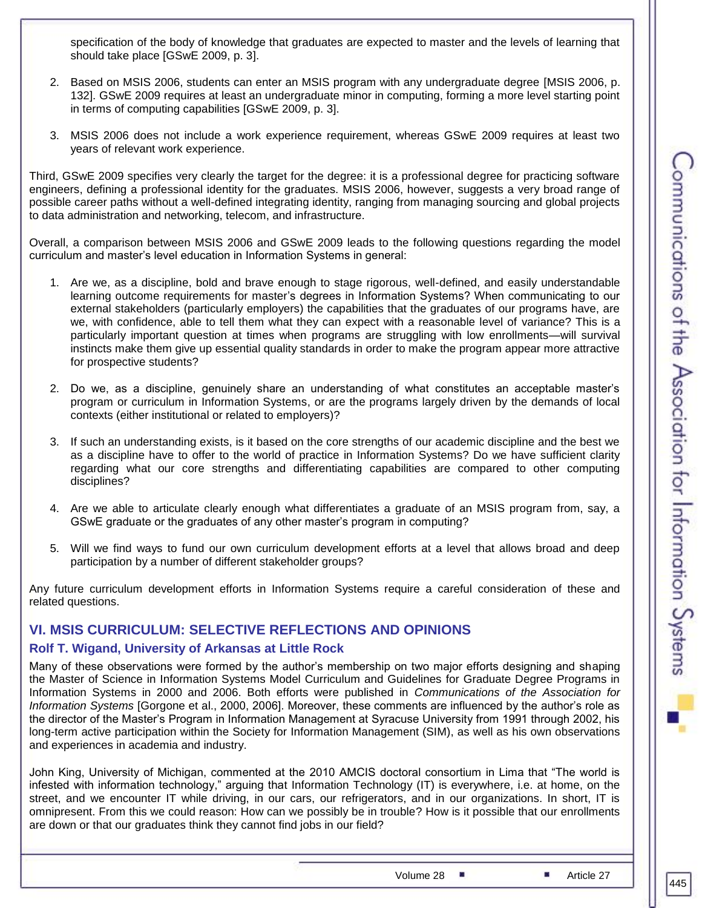specification of the body of knowledge that graduates are expected to master and the levels of learning that should take place [GSwE 2009, p. 3].

2. Based on MSIS 2006, students can enter an MSIS program with any undergraduate degree [MSIS 2006, p. 132]. GSwE 2009 requires at least an undergraduate minor in computing, forming a more level starting point in terms of computing capabilities [GSwE 2009, p. 3].

3. MSIS 2006 does not include a work experience requirement, whereas GSwE 2009 requires at least two years of relevant work experience.

Third, GSwE 2009 specifies very clearly the target for the degree: it is a professional degree for practicing software engineers, defining a professional identity for the graduates. MSIS 2006, however, suggests a very broad range of possible career paths without a well-defined integrating identity, ranging from managing sourcing and global projects to data administration and networking, telecom, and infrastructure.

Overall, a comparison between MSIS 2006 and GSwE 2009 leads to the following questions regarding the model curriculum and master's level education in Information Systems in general:

1. Are we, as a discipline, bold and brave enough to stage rigorous, well-defined, and easily understandable learning outcome requirements for master's degrees in Information Systems? When communicating to our external stakeholders (particularly employers) the capabilities that the graduates of our programs have, are we, with confidence, able to tell them what they can expect with a reasonable level of variance? This is a particularly important question at times when programs are struggling with low enrollments—will survival instincts make them give up essential quality standards in order to make the program appear more attractive for prospective students?

2. Do we, as a discipline, genuinely share an understanding of what constitutes an acceptable master's program or curriculum in Information Systems, or are the programs largely driven by the demands of local contexts (either institutional or related to employers)?

3. If such an understanding exists, is it based on the core strengths of our academic discipline and the best we as a discipline have to offer to the world of practice in Information Systems? Do we have sufficient clarity regarding what our core strengths and differentiating capabilities are compared to other computing disciplines?

4. Are we able to articulate clearly enough what differentiates a graduate of an MSIS program from, say, a GSwE graduate or the graduates of any other master's program in computing?

5. Will we find ways to fund our own curriculum development efforts at a level that allows broad and deep participation by a number of different stakeholder groups?

Any future curriculum development efforts in Information Systems require a careful consideration of these and related questions.

## VI. MSIS CURRICULUM: SELECTIVE REFLECTIONS AND OPINIONS

### Rolf T. Wigand, University of Arkansas at Little Rock

Many of these observations were formed by the author's membership on two major efforts designing and shaping the Master of Science in Information Systems Model Curriculum and Guidelines for Graduate Degree Programs in Information Systems in 2000 and 2006. Both efforts were published in *Communications of the Association for Information Systems* [Gorgone et al., 2000, 2006]. Moreover, these comments are influenced by the author's role as the director of the Master's Program in Information Management at Syracuse University from 1991 through 2002, his long-term active participation within the Society for Information Management (SIM), as well as his own observations and experiences in academia and industry.

John King, University of Michigan, commented at the 2010 AMCIS doctoral consortium in Lima that "The world is infested with information technology," arguing that Information Technology (IT) is everywhere, i.e. at home, on the street, and we encounter IT while driving, in our cars, our refrigerators, and in our organizations. In short, IT is omnipresent. From this we could reason: How can we possibly be in trouble? How is it possible that our enrollments are down or that our graduates think they cannot find jobs in our field?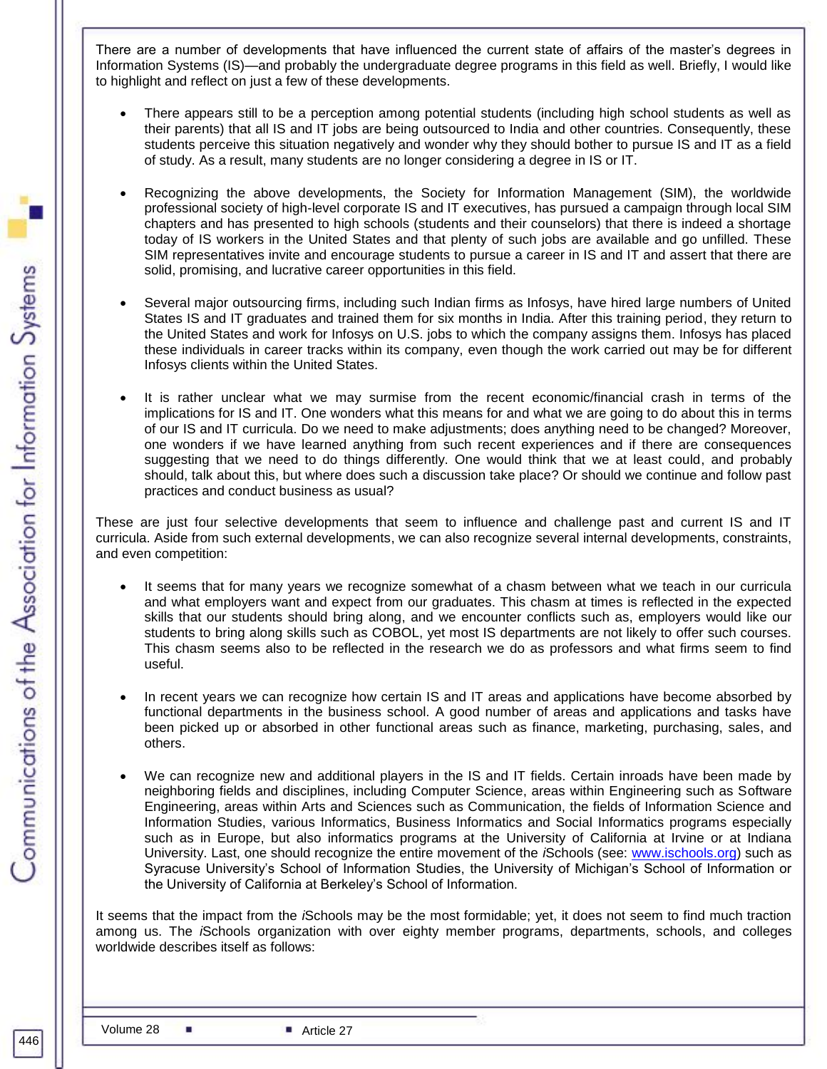There are a number of developments that have influenced the current state of affairs of the master's degrees in Information Systems (IS)—and probably the undergraduate degree programs in this field as well. Briefly, I would like to highlight and reflect on just a few of these developments.

- There appears still to be a perception among potential students (including high school students as well as their parents) that all IS and IT jobs are being outsourced to India and other countries. Consequently, these students perceive this situation negatively and wonder why they should bother to pursue IS and IT as a field of study. As a result, many students are no longer considering a degree in IS or IT.

- Recognizing the above developments, the Society for Information Management (SIM), the worldwide professional society of high-level corporate IS and IT executives, has pursued a campaign through local SIM chapters and has presented to high schools (students and their counselors) that there is indeed a shortage today of IS workers in the United States and that plenty of such jobs are available and go unfilled. These SIM representatives invite and encourage students to pursue a career in IS and IT and assert that there are solid, promising, and lucrative career opportunities in this field.

- Several major outsourcing firms, including such Indian firms as Infosys, have hired large numbers of United States IS and IT graduates and trained them for six months in India. After this training period, they return to the United States and work for Infosys on U.S. jobs to which the company assigns them. Infosys has placed these individuals in career tracks within its company, even though the work carried out may be for different Infosys clients within the United States.

- It is rather unclear what we may surmise from the recent economic/financial crash in terms of the implications for IS and IT. One wonders what this means for and what we are going to do about this in terms of our IS and IT curricula. Do we need to make adjustments; does anything need to be changed? Moreover, one wonders if we have learned anything from such recent experiences and if there are consequences suggesting that we need to do things differently. One would think that we at least could, and probably should, talk about this, but where does such a discussion take place? Or should we continue and follow past practices and conduct business as usual?

These are just four selective developments that seem to influence and challenge past and current IS and IT curricula. Aside from such external developments, we can also recognize several internal developments, constraints, and even competition:

- It seems that for many years we recognize somewhat of a chasm between what we teach in our curricula and what employers want and expect from our graduates. This chasm at times is reflected in the expected skills that our students should bring along, and we encounter conflicts such as, employers would like our students to bring along skills such as COBOL, yet most IS departments are not likely to offer such courses. This chasm seems also to be reflected in the research we do as professors and what firms seem to find useful.

- In recent years we can recognize how certain IS and IT areas and applications have become absorbed by functional departments in the business school. A good number of areas and applications and tasks have been picked up or absorbed in other functional areas such as finance, marketing, purchasing, sales, and others.

- We can recognize new and additional players in the IS and IT fields. Certain inroads have been made by neighboring fields and disciplines, including Computer Science, areas within Engineering such as Software Engineering, areas within Arts and Sciences such as Communication, the fields of Information Science and Information Studies, various Informatics, Business Informatics and Social Informatics programs especially such as in Europe, but also informatics programs at the University of California at Irvine or at Indiana University. Last, one should recognize the entire movement of the *i*Schools (see: www.ischools.org) such as Syracuse University's School of Information Studies, the University of Michigan's School of Information or the University of California at Berkeley's School of Information.

It seems that the impact from the *i*Schools may be the most formidable; yet, it does not seem to find much traction among us. The *i*Schools organization with over eighty member programs, departments, schools, and colleges worldwide describes itself as follows: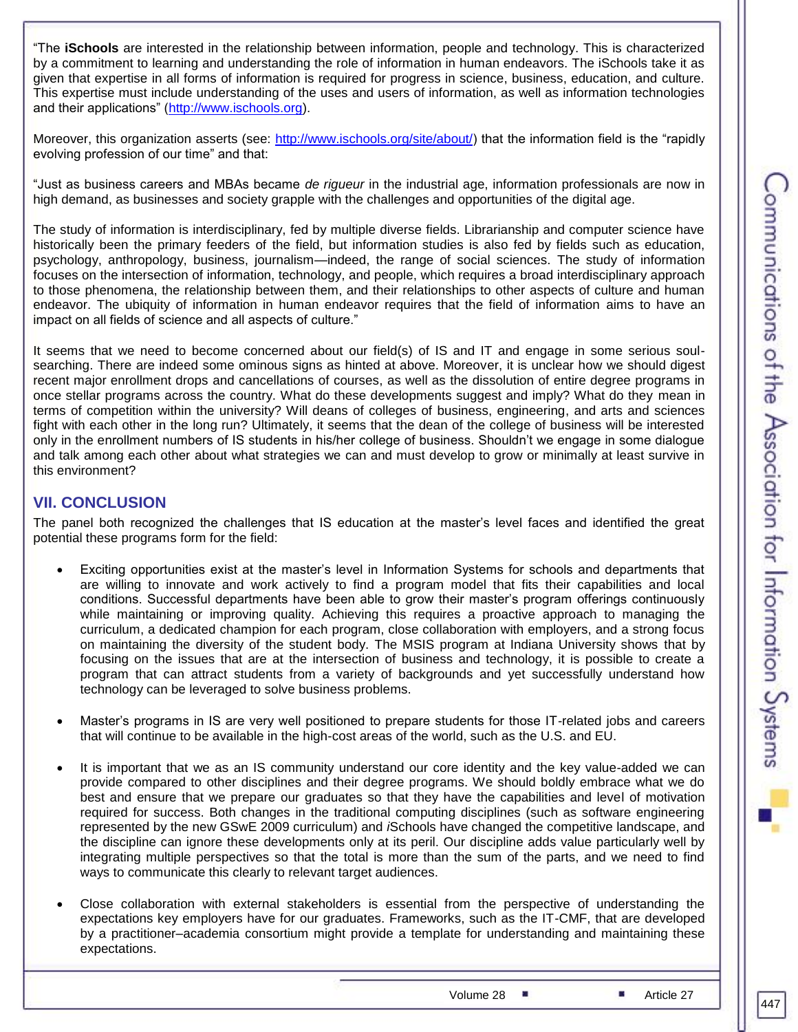"The **iSchools** are interested in the relationship between information, people and technology. This is characterized by a commitment to learning and understanding the role of information in human endeavors. The iSchools take it as given that expertise in all forms of information is required for progress in science, business, education, and culture. This expertise must include understanding of the uses and users of information, as well as information technologies and their applications" (http://www.ischools.org).

Moreover, this organization asserts (see: http://www.ischools.org/site/about/) that the information field is the "rapidly evolving profession of our time" and that:

"Just as business careers and MBAs became *de rigueur* in the industrial age, information professionals are now in high demand, as businesses and society grapple with the challenges and opportunities of the digital age.

The study of information is interdisciplinary, fed by multiple diverse fields. Librarianship and computer science have historically been the primary feeders of the field, but information studies is also fed by fields such as education, psychology, anthropology, business, journalism—indeed, the range of social sciences. The study of information focuses on the intersection of information, technology, and people, which requires a broad interdisciplinary approach to those phenomena, the relationship between them, and their relationships to other aspects of culture and human endeavor. The ubiquity of information in human endeavor requires that the field of information aims to have an impact on all fields of science and all aspects of culture."

It seems that we need to become concerned about our field(s) of IS and IT and engage in some serious soul-searching. There are indeed some ominous signs as hinted at above. Moreover, it is unclear how we should digest recent major enrollment drops and cancellations of courses, as well as the dissolution of entire degree programs in once stellar programs across the country. What do these developments suggest and imply? What do they mean in terms of competition within the university? Will deans of colleges of business, engineering, and arts and sciences fight with each other in the long run? Ultimately, it seems that the dean of the college of business will be interested only in the enrollment numbers of IS students in his/her college of business. Shouldn't we engage in some dialogue and talk among each other about what strategies we can and must develop to grow or minimally at least survive in this environment?

## VII. CONCLUSION

The panel both recognized the challenges that IS education at the master's level faces and identified the great potential these programs form for the field:

- Exciting opportunities exist at the master's level in Information Systems for schools and departments that are willing to innovate and work actively to find a program model that fits their capabilities and local conditions. Successful departments have been able to grow their master's program offerings continuously while maintaining or improving quality. Achieving this requires a proactive approach to managing the curriculum, a dedicated champion for each program, close collaboration with employers, and a strong focus on maintaining the diversity of the student body. The MSIS program at Indiana University shows that by focusing on the issues that are at the intersection of business and technology, it is possible to create a program that can attract students from a variety of backgrounds and yet successfully understand how technology can be leveraged to solve business problems.

- Master's programs in IS are very well positioned to prepare students for those IT-related jobs and careers that will continue to be available in the high-cost areas of the world, such as the U.S. and EU.

- It is important that we as an IS community understand our core identity and the key value-added we can provide compared to other disciplines and their degree programs. We should boldly embrace what we do best and ensure that we prepare our graduates so that they have the capabilities and level of motivation required for success. Both changes in the traditional computing disciplines (such as software engineering represented by the new GSwE 2009 curriculum) and *i*Schools have changed the competitive landscape, and the discipline can ignore these developments only at its peril. Our discipline adds value particularly well by integrating multiple perspectives so that the total is more than the sum of the parts, and we need to find ways to communicate this clearly to relevant target audiences.

- Close collaboration with external stakeholders is essential from the perspective of understanding the expectations key employers have for our graduates. Frameworks, such as the IT-CMF, that are developed by a practitioner–academia consortium might provide a template for understanding and maintaining these expectations.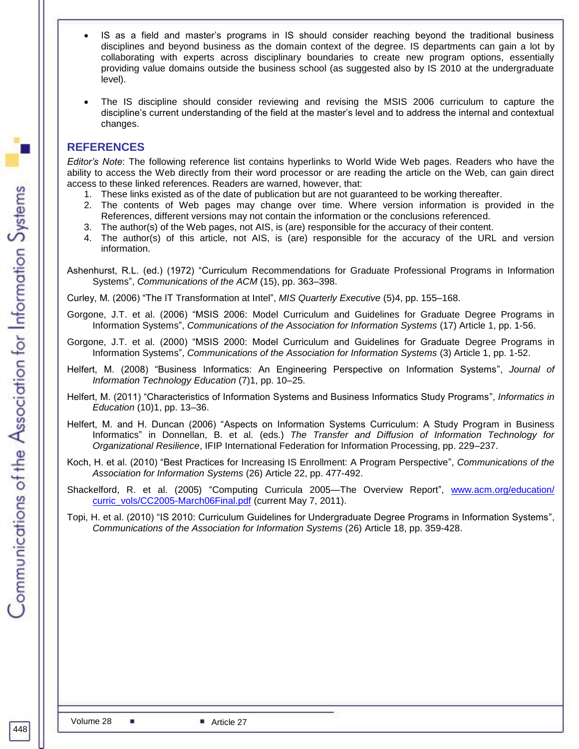- IS as a field and master's programs in IS should consider reaching beyond the traditional business disciplines and beyond business as the domain context of the degree. IS departments can gain a lot by collaborating with experts across disciplinary boundaries to create new program options, essentially providing value domains outside the business school (as suggested also by IS 2010 at the undergraduate level).

- The IS discipline should consider reviewing and revising the MSIS 2006 curriculum to capture the discipline's current understanding of the field at the master's level and to address the internal and contextual changes.

## REFERENCES

*Editor's Note*: The following reference list contains hyperlinks to World Wide Web pages. Readers who have the ability to access the Web directly from their word processor or are reading the article on the Web, can gain direct access to these linked references. Readers are warned, however, that:

1. These links existed as of the date of publication but are not guaranteed to be working thereafter.
2. The contents of Web pages may change over time. Where version information is provided in the References, different versions may not contain the information or the conclusions referenced.
3. The author(s) of the Web pages, not AIS, is (are) responsible for the accuracy of their content.
4. The author(s) of this article, not AIS, is (are) responsible for the accuracy of the URL and version information.

Ashenhurst, R.L. (ed.) (1972) "Curriculum Recommendations for Graduate Professional Programs in Information Systems", *Communications of the ACM* (15), pp. 363–398.

Curley, M. (2006) "The IT Transformation at Intel", *MIS Quarterly Executive* (5)4, pp. 155–168.

Gorgone, J.T. et al. (2006) "MSIS 2006: Model Curriculum and Guidelines for Graduate Degree Programs in Information Systems", *Communications of the Association for Information Systems* (17) Article 1, pp. 1-56.

Gorgone, J.T. et al. (2000) "MSIS 2000: Model Curriculum and Guidelines for Graduate Degree Programs in Information Systems", *Communications of the Association for Information Systems* (3) Article 1, pp. 1-52.

Helfert, M. (2008) "Business Informatics: An Engineering Perspective on Information Systems", *Journal of Information Technology Education* (7)1, pp. 10–25.

Helfert, M. (2011) "Characteristics of Information Systems and Business Informatics Study Programs", *Informatics in Education* (10)1, pp. 13–36.

Helfert, M. and H. Duncan (2006) "Aspects on Information Systems Curriculum: A Study Program in Business Informatics" in Donnellan, B. et al. (eds.) *The Transfer and Diffusion of Information Technology for Organizational Resilience*, IFIP International Federation for Information Processing, pp. 229–237.

Koch, H. et al. (2010) "Best Practices for Increasing IS Enrollment: A Program Perspective", *Communications of the Association for Information Systems* (26) Article 22, pp. 477-492.

Shackelford, R. et al. (2005) "Computing Curricula 2005—The Overview Report", www.acm.org/education/curric_vols/CC2005-March06Final.pdf (current May 7, 2011).

Topi, H. et al. (2010) "IS 2010: Curriculum Guidelines for Undergraduate Degree Programs in Information Systems", *Communications of the Association for Information Systems* (26) Article 18, pp. 359-428.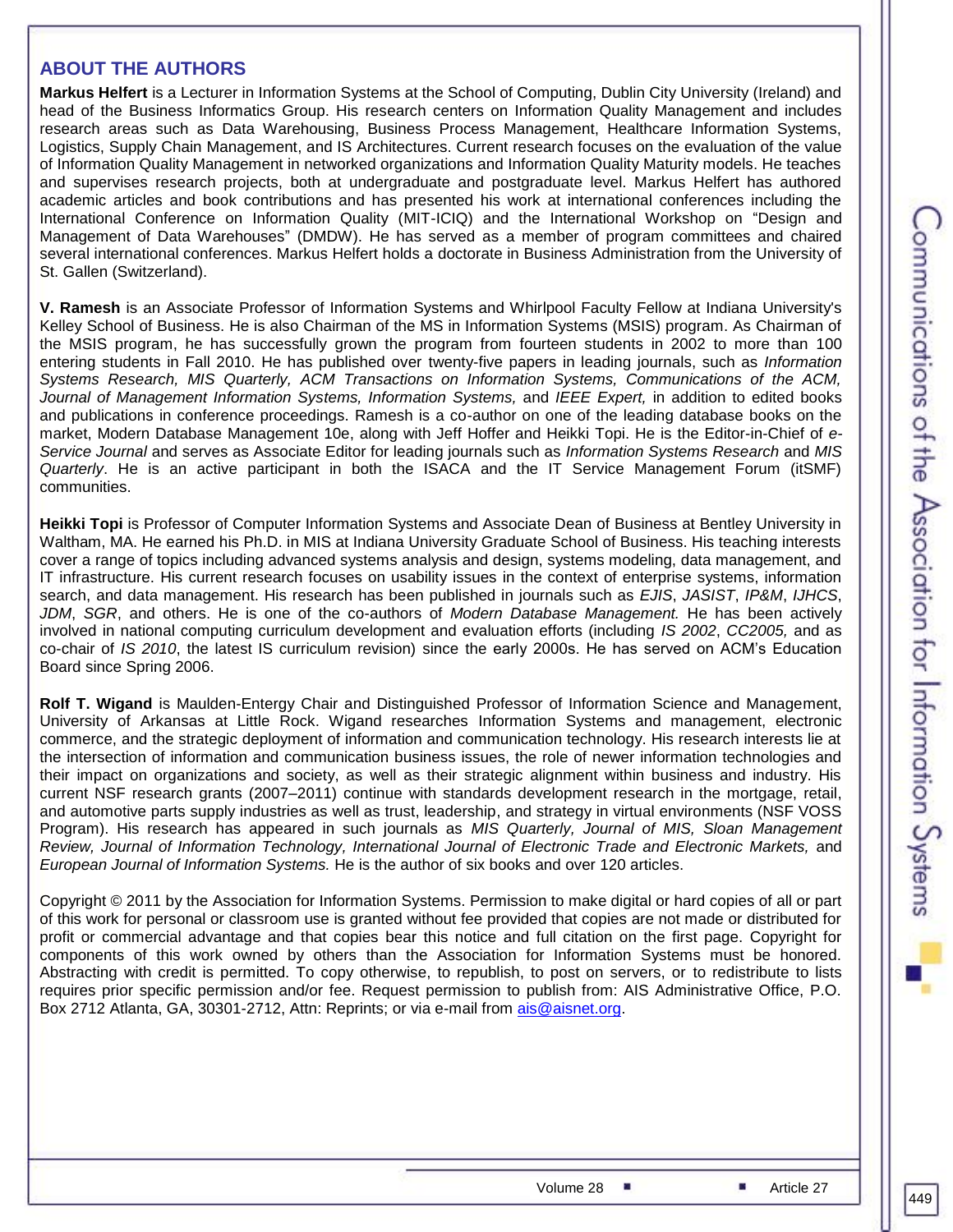## ABOUT THE AUTHORS

**Markus Helfert** is a Lecturer in Information Systems at the School of Computing, Dublin City University (Ireland) and head of the Business Informatics Group. His research centers on Information Quality Management and includes research areas such as Data Warehousing, Business Process Management, Healthcare Information Systems, Logistics, Supply Chain Management, and IS Architectures. Current research focuses on the evaluation of the value of Information Quality Management in networked organizations and Information Quality Maturity models. He teaches and supervises research projects, both at undergraduate and postgraduate level. Markus Helfert has authored academic articles and book contributions and has presented his work at international conferences including the International Conference on Information Quality (MIT-ICIQ) and the International Workshop on "Design and Management of Data Warehouses" (DMDW). He has served as a member of program committees and chaired several international conferences. Markus Helfert holds a doctorate in Business Administration from the University of St. Gallen (Switzerland).

**V. Ramesh** is an Associate Professor of Information Systems and Whirlpool Faculty Fellow at Indiana University's Kelley School of Business. He is also Chairman of the MS in Information Systems (MSIS) program. As Chairman of the MSIS program, he has successfully grown the program from fourteen students in 2002 to more than 100 entering students in Fall 2010. He has published over twenty-five papers in leading journals, such as *Information Systems Research, MIS Quarterly, ACM Transactions on Information Systems, Communications of the ACM, Journal of Management Information Systems, Information Systems,* and *IEEE Expert,* in addition to edited books and publications in conference proceedings. Ramesh is a co-author on one of the leading database books on the market, Modern Database Management 10e, along with Jeff Hoffer and Heikki Topi. He is the Editor-in-Chief of *e-Service Journal* and serves as Associate Editor for leading journals such as *Information Systems Research* and *MIS Quarterly*. He is an active participant in both the ISACA and the IT Service Management Forum (itSMF) communities.

**Heikki Topi** is Professor of Computer Information Systems and Associate Dean of Business at Bentley University in Waltham, MA. He earned his Ph.D. in MIS at Indiana University Graduate School of Business. His teaching interests cover a range of topics including advanced systems analysis and design, systems modeling, data management, and IT infrastructure. His current research focuses on usability issues in the context of enterprise systems, information search, and data management. His research has been published in journals such as *EJIS*, *JASIST*, *IP&M*, *IJHCS*, *JDM*, *SGR*, and others. He is one of the co-authors of *Modern Database Management.* He has been actively involved in national computing curriculum development and evaluation efforts (including *IS 2002*, *CC2005,* and as co-chair of *IS 2010*, the latest IS curriculum revision) since the early 2000s. He has served on ACM's Education Board since Spring 2006.

**Rolf T. Wigand** is Maulden-Entergy Chair and Distinguished Professor of Information Science and Management, University of Arkansas at Little Rock. Wigand researches Information Systems and management, electronic commerce, and the strategic deployment of information and communication technology. His research interests lie at the intersection of information and communication business issues, the role of newer information technologies and their impact on organizations and society, as well as their strategic alignment within business and industry. His current NSF research grants (2007–2011) continue with standards development research in the mortgage, retail, and automotive parts supply industries as well as trust, leadership, and strategy in virtual environments (NSF VOSS Program). His research has appeared in such journals as *MIS Quarterly, Journal of MIS, Sloan Management Review, Journal of Information Technology, International Journal of Electronic Trade and Electronic Markets,* and *European Journal of Information Systems.* He is the author of six books and over 120 articles.

Copyright © 2011 by the Association for Information Systems. Permission to make digital or hard copies of all or part of this work for personal or classroom use is granted without fee provided that copies are not made or distributed for profit or commercial advantage and that copies bear this notice and full citation on the first page. Copyright for components of this work owned by others than the Association for Information Systems must be honored. Abstracting with credit is permitted. To copy otherwise, to republish, to post on servers, or to redistribute to lists requires prior specific permission and/or fee. Request permission to publish from: AIS Administrative Office, P.O. Box 2712 Atlanta, GA, 30301-2712, Attn: Reprints; or via e-mail from ais@aisnet.org.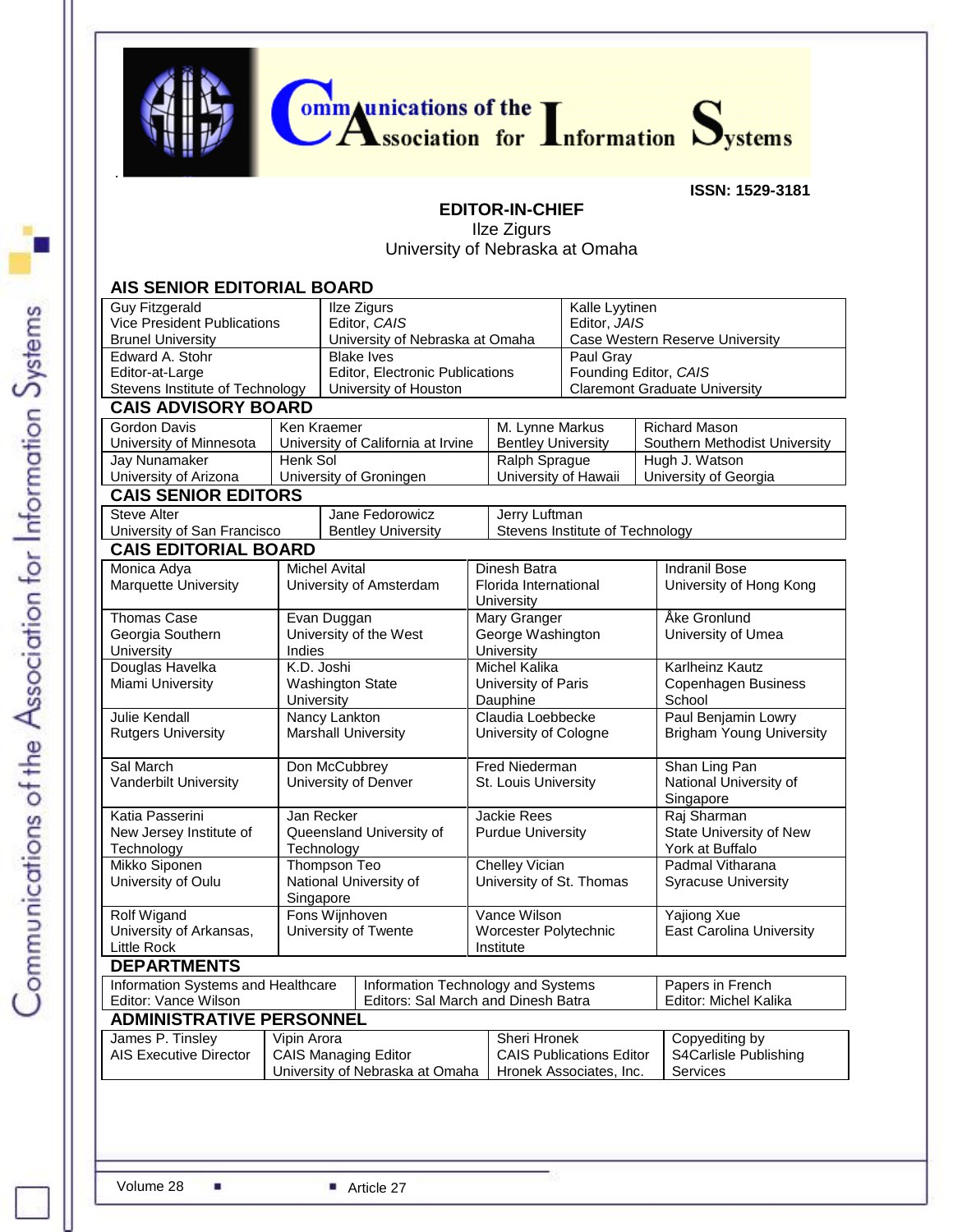**Communications of the Association for Information Systems**

ISSN: 1529-3181

**EDITOR-IN-CHIEF**
Ilze Zigurs
University of Nebraska at Omaha

## AIS SENIOR EDITORIAL BOARD

| | | |
|---|---|---|
| Guy Fitzgerald<br>Vice President Publications<br>Brunel University | Ilze Zigurs<br>Editor, *CAIS*<br>University of Nebraska at Omaha | Kalle Lyytinen<br>Editor, *JAIS*<br>Case Western Reserve University |
| Edward A. Stohr<br>Editor-at-Large<br>Stevens Institute of Technology | Blake Ives<br>Editor, Electronic Publications<br>University of Houston | Paul Gray<br>Founding Editor, *CAIS*<br>Claremont Graduate University |

## CAIS ADVISORY BOARD

| | | | |
|---|---|---|---|
| Gordon Davis<br>University of Minnesota | Ken Kraemer<br>University of California at Irvine | M. Lynne Markus<br>Bentley University | Richard Mason<br>Southern Methodist University |
| Jay Nunamaker<br>University of Arizona | Henk Sol<br>University of Groningen | Ralph Sprague<br>University of Hawaii | Hugh J. Watson<br>University of Georgia |

## CAIS SENIOR EDITORS

| | | |
|---|---|---|
| Steve Alter<br>University of San Francisco | Jane Fedorowicz<br>Bentley University | Jerry Luftman<br>Stevens Institute of Technology |

## CAIS EDITORIAL BOARD

| | | | |
|---|---|---|---|
| Monica Adya<br>Marquette University | Michel Avital<br>University of Amsterdam | Dinesh Batra<br>Florida International University | Indranil Bose<br>University of Hong Kong |
| Thomas Case<br>Georgia Southern University | Evan Duggan<br>University of the West Indies | Mary Granger<br>George Washington University | Åke Gronlund<br>University of Umea |
| Douglas Havelka<br>Miami University | K.D. Joshi<br>Washington State University | Michel Kalika<br>University of Paris Dauphine | Karlheinz Kautz<br>Copenhagen Business School |
| Julie Kendall<br>Rutgers University | Nancy Lankton<br>Marshall University | Claudia Loebbecke<br>University of Cologne | Paul Benjamin Lowry<br>Brigham Young University |
| Sal March<br>Vanderbilt University | Don McCubbrey<br>University of Denver | Fred Niederman<br>St. Louis University | Shan Ling Pan<br>National University of Singapore |
| Katia Passerini<br>New Jersey Institute of Technology | Jan Recker<br>Queensland University of Technology | Jackie Rees<br>Purdue University | Raj Sharman<br>State University of New York at Buffalo |
| Mikko Siponen<br>University of Oulu | Thompson Teo<br>National University of Singapore | Chelley Vician<br>University of St. Thomas | Padmal Vitharana<br>Syracuse University |
| Rolf Wigand<br>University of Arkansas, Little Rock | Fons Wijnhoven<br>University of Twente | Vance Wilson<br>Worcester Polytechnic Institute | Yajiong Xue<br>East Carolina University |

## DEPARTMENTS

| | | |
|---|---|---|
| Information Systems and Healthcare<br>Editor: Vance Wilson | Information Technology and Systems<br>Editors: Sal March and Dinesh Batra | Papers in French<br>Editor: Michel Kalika |

## ADMINISTRATIVE PERSONNEL

| | | | |
|---|---|---|---|
| James P. Tinsley<br>AIS Executive Director | Vipin Arora<br>CAIS Managing Editor<br>University of Nebraska at Omaha | Sheri Hronek<br>CAIS Publications Editor<br>Hronek Associates, Inc. | Copyediting by<br>S4Carlisle Publishing Services |